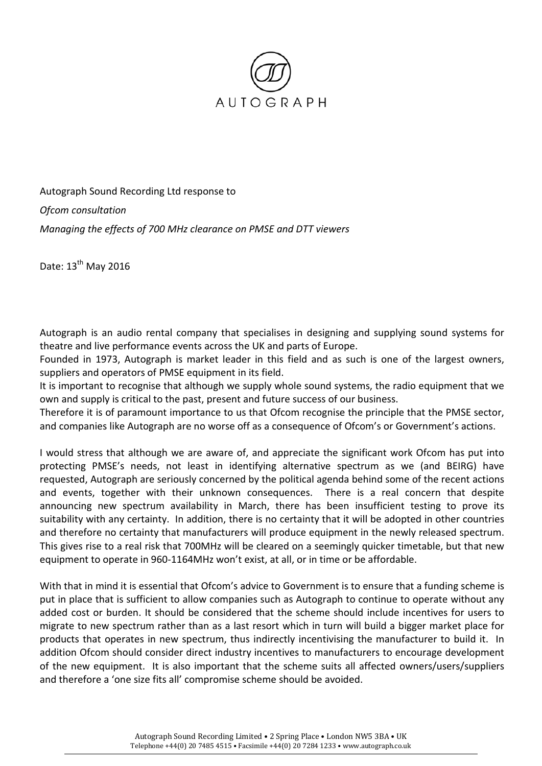AUTOGRAPH

Autograph Sound Recording Ltd response to

*Ofcom consultation*

*Managing the effects of 700 MHz clearance on PMSE and DTT viewers*

Date: 13th May 2016

Autograph is an audio rental company that specialises in designing and supplying sound systems for theatre and live performance events across the UK and parts of Europe.
Founded in 1973, Autograph is market leader in this field and as such is one of the largest owners, suppliers and operators of PMSE equipment in its field.
It is important to recognise that although we supply whole sound systems, the radio equipment that we own and supply is critical to the past, present and future success of our business.
Therefore it is of paramount importance to us that Ofcom recognise the principle that the PMSE sector, and companies like Autograph are no worse off as a consequence of Ofcom's or Government's actions.

I would stress that although we are aware of, and appreciate the significant work Ofcom has put into protecting PMSE's needs, not least in identifying alternative spectrum as we (and BEIRG) have requested, Autograph are seriously concerned by the political agenda behind some of the recent actions and events, together with their unknown consequences. There is a real concern that despite announcing new spectrum availability in March, there has been insufficient testing to prove its suitability with any certainty. In addition, there is no certainty that it will be adopted in other countries and therefore no certainty that manufacturers will produce equipment in the newly released spectrum. This gives rise to a real risk that 700MHz will be cleared on a seemingly quicker timetable, but that new equipment to operate in 960-1164MHz won't exist, at all, or in time or be affordable.

With that in mind it is essential that Ofcom's advice to Government is to ensure that a funding scheme is put in place that is sufficient to allow companies such as Autograph to continue to operate without any added cost or burden. It should be considered that the scheme should include incentives for users to migrate to new spectrum rather than as a last resort which in turn will build a bigger market place for products that operates in new spectrum, thus indirectly incentivising the manufacturer to build it. In addition Ofcom should consider direct industry incentives to manufacturers to encourage development of the new equipment. It is also important that the scheme suits all affected owners/users/suppliers and therefore a 'one size fits all' compromise scheme should be avoided.

Autograph Sound Recording Limited • 2 Spring Place • London NW5 3BA • UK
Telephone +44(0) 20 7485 4515 • Facsimile +44(0) 20 7284 1233 • www.autograph.co.uk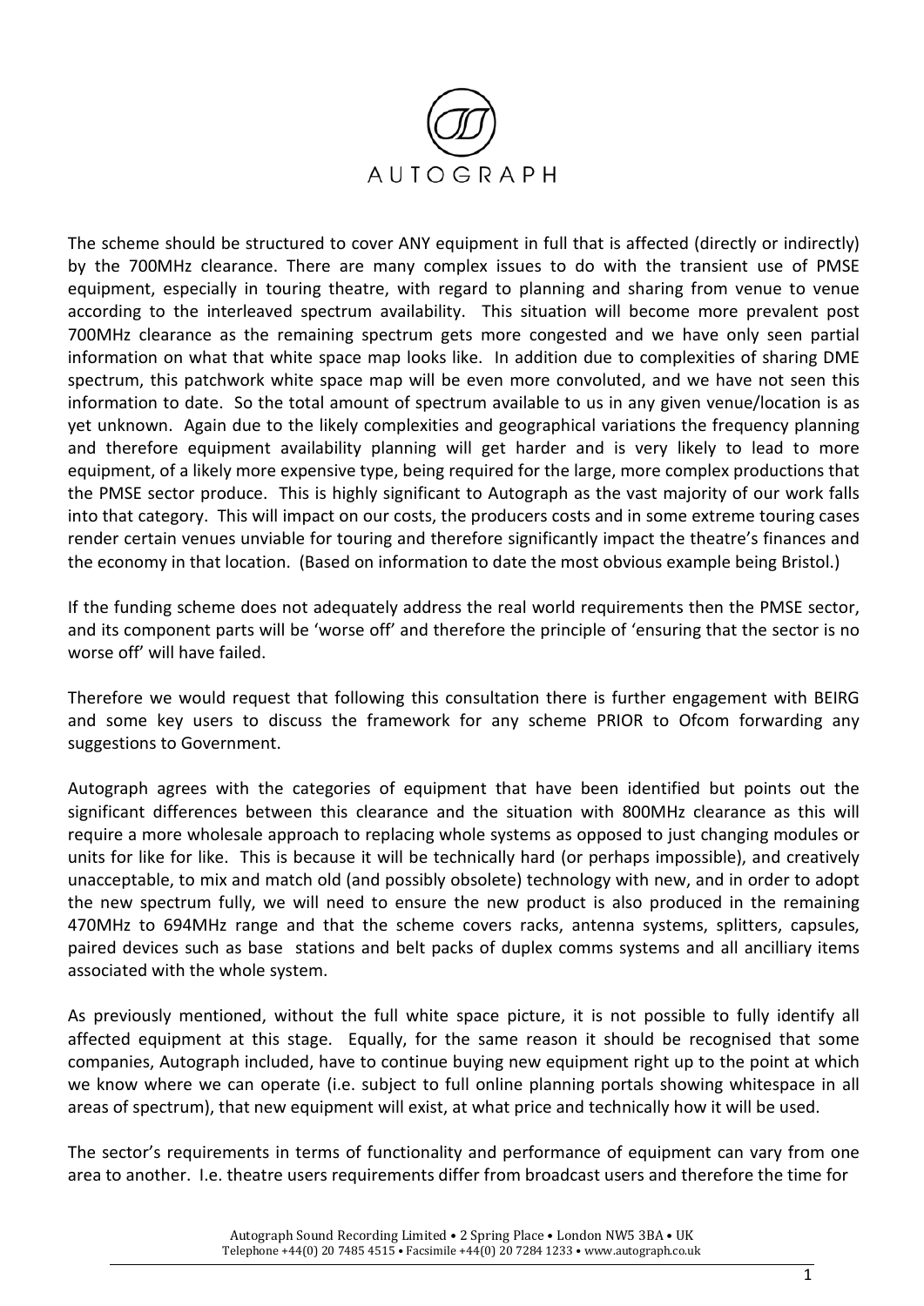AUTOGRAPH

The scheme should be structured to cover ANY equipment in full that is affected (directly or indirectly) by the 700MHz clearance. There are many complex issues to do with the transient use of PMSE equipment, especially in touring theatre, with regard to planning and sharing from venue to venue according to the interleaved spectrum availability. This situation will become more prevalent post 700MHz clearance as the remaining spectrum gets more congested and we have only seen partial information on what that white space map looks like. In addition due to complexities of sharing DME spectrum, this patchwork white space map will be even more convoluted, and we have not seen this information to date. So the total amount of spectrum available to us in any given venue/location is as yet unknown. Again due to the likely complexities and geographical variations the frequency planning and therefore equipment availability planning will get harder and is very likely to lead to more equipment, of a likely more expensive type, being required for the large, more complex productions that the PMSE sector produce. This is highly significant to Autograph as the vast majority of our work falls into that category. This will impact on our costs, the producers costs and in some extreme touring cases render certain venues unviable for touring and therefore significantly impact the theatre's finances and the economy in that location. (Based on information to date the most obvious example being Bristol.)

If the funding scheme does not adequately address the real world requirements then the PMSE sector, and its component parts will be 'worse off' and therefore the principle of 'ensuring that the sector is no worse off' will have failed.

Therefore we would request that following this consultation there is further engagement with BEIRG and some key users to discuss the framework for any scheme PRIOR to Ofcom forwarding any suggestions to Government.

Autograph agrees with the categories of equipment that have been identified but points out the significant differences between this clearance and the situation with 800MHz clearance as this will require a more wholesale approach to replacing whole systems as opposed to just changing modules or units for like for like. This is because it will be technically hard (or perhaps impossible), and creatively unacceptable, to mix and match old (and possibly obsolete) technology with new, and in order to adopt the new spectrum fully, we will need to ensure the new product is also produced in the remaining 470MHz to 694MHz range and that the scheme covers racks, antenna systems, splitters, capsules, paired devices such as base stations and belt packs of duplex comms systems and all ancilliary items associated with the whole system.

As previously mentioned, without the full white space picture, it is not possible to fully identify all affected equipment at this stage. Equally, for the same reason it should be recognised that some companies, Autograph included, have to continue buying new equipment right up to the point at which we know where we can operate (i.e. subject to full online planning portals showing whitespace in all areas of spectrum), that new equipment will exist, at what price and technically how it will be used.

The sector's requirements in terms of functionality and performance of equipment can vary from one area to another. I.e. theatre users requirements differ from broadcast users and therefore the time for

Autograph Sound Recording Limited • 2 Spring Place • London NW5 3BA • UK
Telephone +44(0) 20 7485 4515 • Facsimile +44(0) 20 7284 1233 • www.autograph.co.uk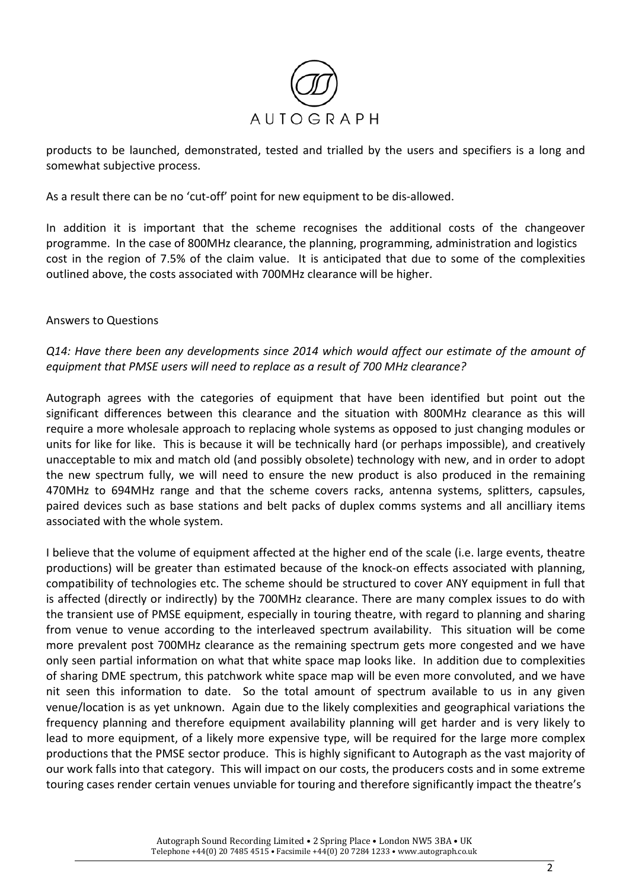products to be launched, demonstrated, tested and trialled by the users and specifiers is a long and somewhat subjective process.

As a result there can be no 'cut-off' point for new equipment to be dis-allowed.

In addition it is important that the scheme recognises the additional costs of the changeover programme. In the case of 800MHz clearance, the planning, programming, administration and logistics cost in the region of 7.5% of the claim value. It is anticipated that due to some of the complexities outlined above, the costs associated with 700MHz clearance will be higher.

Answers to Questions

*Q14: Have there been any developments since 2014 which would affect our estimate of the amount of equipment that PMSE users will need to replace as a result of 700 MHz clearance?*

Autograph agrees with the categories of equipment that have been identified but point out the significant differences between this clearance and the situation with 800MHz clearance as this will require a more wholesale approach to replacing whole systems as opposed to just changing modules or units for like for like. This is because it will be technically hard (or perhaps impossible), and creatively unacceptable to mix and match old (and possibly obsolete) technology with new, and in order to adopt the new spectrum fully, we will need to ensure the new product is also produced in the remaining 470MHz to 694MHz range and that the scheme covers racks, antenna systems, splitters, capsules, paired devices such as base stations and belt packs of duplex comms systems and all ancilliary items associated with the whole system.

I believe that the volume of equipment affected at the higher end of the scale (i.e. large events, theatre productions) will be greater than estimated because of the knock-on effects associated with planning, compatibility of technologies etc. The scheme should be structured to cover ANY equipment in full that is affected (directly or indirectly) by the 700MHz clearance. There are many complex issues to do with the transient use of PMSE equipment, especially in touring theatre, with regard to planning and sharing from venue to venue according to the interleaved spectrum availability. This situation will be come more prevalent post 700MHz clearance as the remaining spectrum gets more congested and we have only seen partial information on what that white space map looks like. In addition due to complexities of sharing DME spectrum, this patchwork white space map will be even more convoluted, and we have nit seen this information to date. So the total amount of spectrum available to us in any given venue/location is as yet unknown. Again due to the likely complexities and geographical variations the frequency planning and therefore equipment availability planning will get harder and is very likely to lead to more equipment, of a likely more expensive type, will be required for the large more complex productions that the PMSE sector produce. This is highly significant to Autograph as the vast majority of our work falls into that category. This will impact on our costs, the producers costs and in some extreme touring cases render certain venues unviable for touring and therefore significantly impact the theatre's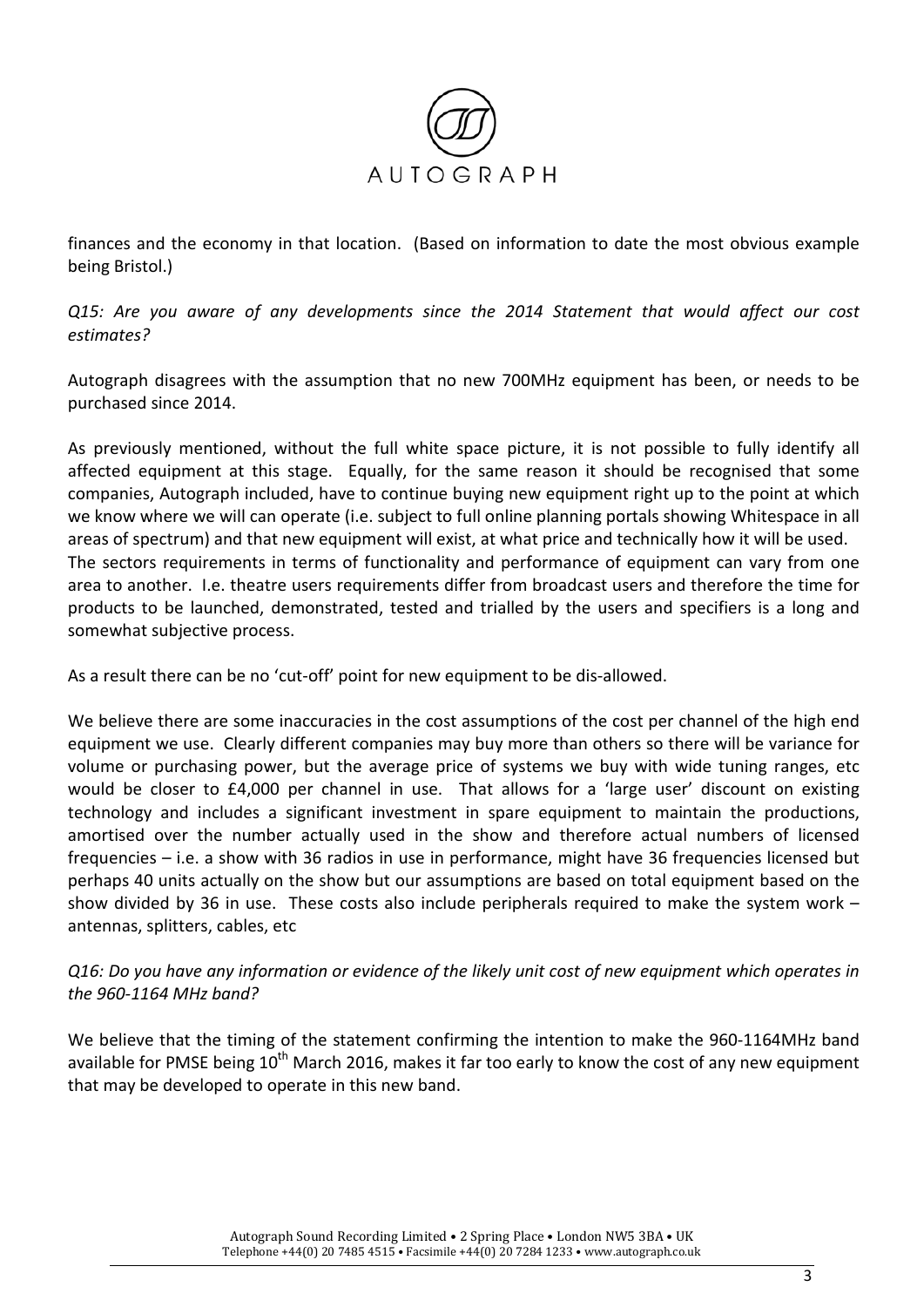finances and the economy in that location. (Based on information to date the most obvious example being Bristol.)

*Q15: Are you aware of any developments since the 2014 Statement that would affect our cost estimates?*

Autograph disagrees with the assumption that no new 700MHz equipment has been, or needs to be purchased since 2014.

As previously mentioned, without the full white space picture, it is not possible to fully identify all affected equipment at this stage. Equally, for the same reason it should be recognised that some companies, Autograph included, have to continue buying new equipment right up to the point at which we know where we will can operate (i.e. subject to full online planning portals showing Whitespace in all areas of spectrum) and that new equipment will exist, at what price and technically how it will be used. The sectors requirements in terms of functionality and performance of equipment can vary from one area to another. I.e. theatre users requirements differ from broadcast users and therefore the time for products to be launched, demonstrated, tested and trialled by the users and specifiers is a long and somewhat subjective process.

As a result there can be no 'cut-off' point for new equipment to be dis-allowed.

We believe there are some inaccuracies in the cost assumptions of the cost per channel of the high end equipment we use. Clearly different companies may buy more than others so there will be variance for volume or purchasing power, but the average price of systems we buy with wide tuning ranges, etc would be closer to £4,000 per channel in use. That allows for a 'large user' discount on existing technology and includes a significant investment in spare equipment to maintain the productions, amortised over the number actually used in the show and therefore actual numbers of licensed frequencies – i.e. a show with 36 radios in use in performance, might have 36 frequencies licensed but perhaps 40 units actually on the show but our assumptions are based on total equipment based on the show divided by 36 in use. These costs also include peripherals required to make the system work – antennas, splitters, cables, etc

*Q16: Do you have any information or evidence of the likely unit cost of new equipment which operates in the 960-1164 MHz band?*

We believe that the timing of the statement confirming the intention to make the 960-1164MHz band available for PMSE being 10th March 2016, makes it far too early to know the cost of any new equipment that may be developed to operate in this new band.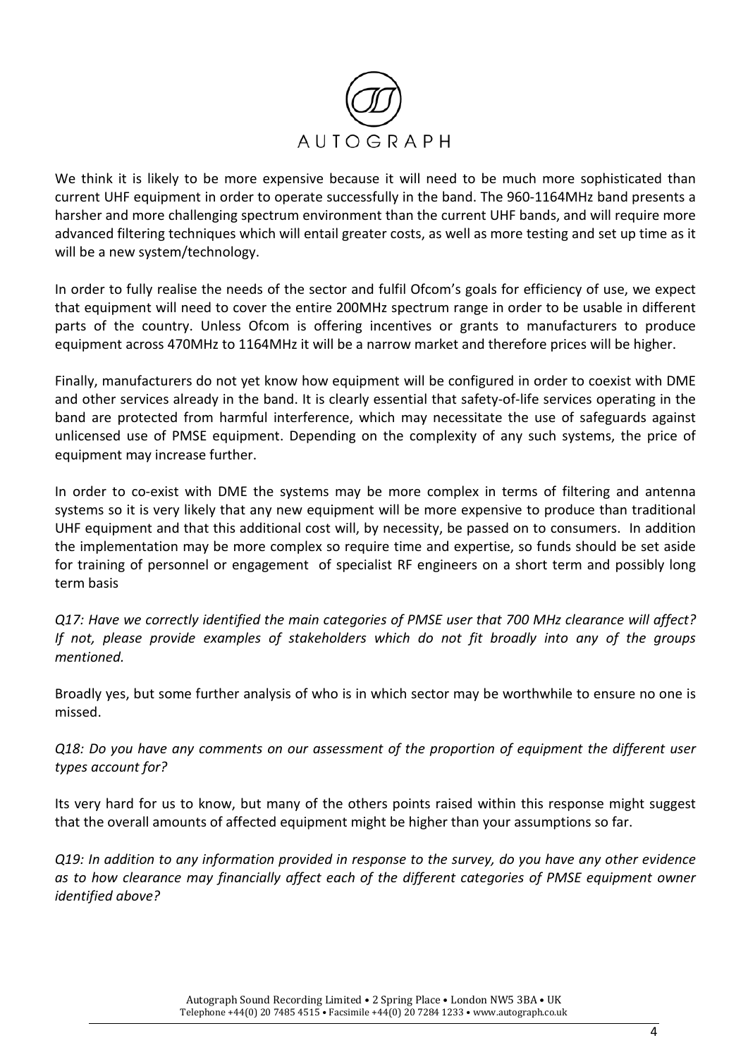We think it is likely to be more expensive because it will need to be much more sophisticated than current UHF equipment in order to operate successfully in the band. The 960-1164MHz band presents a harsher and more challenging spectrum environment than the current UHF bands, and will require more advanced filtering techniques which will entail greater costs, as well as more testing and set up time as it will be a new system/technology.

In order to fully realise the needs of the sector and fulfil Ofcom's goals for efficiency of use, we expect that equipment will need to cover the entire 200MHz spectrum range in order to be usable in different parts of the country. Unless Ofcom is offering incentives or grants to manufacturers to produce equipment across 470MHz to 1164MHz it will be a narrow market and therefore prices will be higher.

Finally, manufacturers do not yet know how equipment will be configured in order to coexist with DME and other services already in the band. It is clearly essential that safety-of-life services operating in the band are protected from harmful interference, which may necessitate the use of safeguards against unlicensed use of PMSE equipment. Depending on the complexity of any such systems, the price of equipment may increase further.

In order to co-exist with DME the systems may be more complex in terms of filtering and antenna systems so it is very likely that any new equipment will be more expensive to produce than traditional UHF equipment and that this additional cost will, by necessity, be passed on to consumers. In addition the implementation may be more complex so require time and expertise, so funds should be set aside for training of personnel or engagement of specialist RF engineers on a short term and possibly long term basis

*Q17: Have we correctly identified the main categories of PMSE user that 700 MHz clearance will affect? If not, please provide examples of stakeholders which do not fit broadly into any of the groups mentioned.*

Broadly yes, but some further analysis of who is in which sector may be worthwhile to ensure no one is missed.

*Q18: Do you have any comments on our assessment of the proportion of equipment the different user types account for?*

Its very hard for us to know, but many of the others points raised within this response might suggest that the overall amounts of affected equipment might be higher than your assumptions so far.

*Q19: In addition to any information provided in response to the survey, do you have any other evidence as to how clearance may financially affect each of the different categories of PMSE equipment owner identified above?*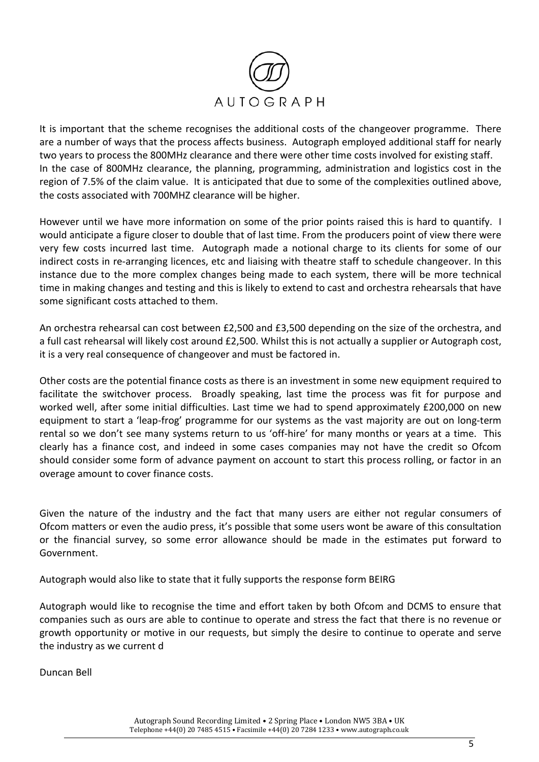It is important that the scheme recognises the additional costs of the changeover programme. There are a number of ways that the process affects business. Autograph employed additional staff for nearly two years to process the 800MHz clearance and there were other time costs involved for existing staff. In the case of 800MHz clearance, the planning, programming, administration and logistics cost in the region of 7.5% of the claim value. It is anticipated that due to some of the complexities outlined above, the costs associated with 700MHZ clearance will be higher.

However until we have more information on some of the prior points raised this is hard to quantify. I would anticipate a figure closer to double that of last time. From the producers point of view there were very few costs incurred last time. Autograph made a notional charge to its clients for some of our indirect costs in re-arranging licences, etc and liaising with theatre staff to schedule changeover. In this instance due to the more complex changes being made to each system, there will be more technical time in making changes and testing and this is likely to extend to cast and orchestra rehearsals that have some significant costs attached to them.

An orchestra rehearsal can cost between £2,500 and £3,500 depending on the size of the orchestra, and a full cast rehearsal will likely cost around £2,500. Whilst this is not actually a supplier or Autograph cost, it is a very real consequence of changeover and must be factored in.

Other costs are the potential finance costs as there is an investment in some new equipment required to facilitate the switchover process. Broadly speaking, last time the process was fit for purpose and worked well, after some initial difficulties. Last time we had to spend approximately £200,000 on new equipment to start a 'leap-frog' programme for our systems as the vast majority are out on long-term rental so we don't see many systems return to us 'off-hire' for many months or years at a time. This clearly has a finance cost, and indeed in some cases companies may not have the credit so Ofcom should consider some form of advance payment on account to start this process rolling, or factor in an overage amount to cover finance costs.

Given the nature of the industry and the fact that many users are either not regular consumers of Ofcom matters or even the audio press, it's possible that some users wont be aware of this consultation or the financial survey, so some error allowance should be made in the estimates put forward to Government.

Autograph would also like to state that it fully supports the response form BEIRG

Autograph would like to recognise the time and effort taken by both Ofcom and DCMS to ensure that companies such as ours are able to continue to operate and stress the fact that there is no revenue or growth opportunity or motive in our requests, but simply the desire to continue to operate and serve the industry as we current d

Duncan Bell